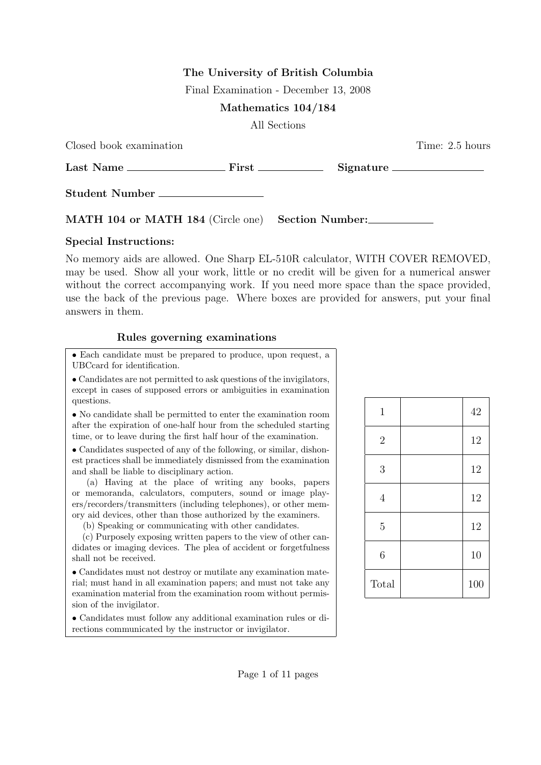**The University of British Columbia**

Final Examination - December 13, 2008

**Mathematics 104/184**

All Sections

Closed book examination Time: 2.5 hours

**Last Name** \_\_\_\_\_\_\_\_\_\_\_\_\_\_\_\_ **First** \_\_\_\_\_\_\_\_\_\_\_\_ **Signature** \_\_\_\_\_\_\_\_\_\_\_\_\_\_\_\_

**Student Number** \_\_\_\_\_\_\_\_\_\_\_\_\_\_\_\_

**MATH 104 or MATH 184** (Circle one) **Section Number:**\_\_\_\_\_\_\_\_\_\_\_\_

**Special Instructions:**

No memory aids are allowed. One Sharp EL-510R calculator, WITH COVER REMOVED, may be used. Show all your work, little or no credit will be given for a numerical answer without the correct accompanying work. If you need more space than the space provided, use the back of the previous page. Where boxes are provided for answers, put your final answers in them.

**Rules governing examinations**

- Each candidate must be prepared to produce, upon request, a UBCcard for identification.
- Candidates are not permitted to ask questions of the invigilators, except in cases of supposed errors or ambiguities in examination questions.
- No candidate shall be permitted to enter the examination room after the expiration of one-half hour from the scheduled starting time, or to leave during the first half hour of the examination.
- Candidates suspected of any of the following, or similar, dishonest practices shall be immediately dismissed from the examination and shall be liable to disciplinary action.

  (a) Having at the place of writing any books, papers or memoranda, calculators, computers, sound or image players/recorders/transmitters (including telephones), or other memory aid devices, other than those authorized by the examiners.

  (b) Speaking or communicating with other candidates.

  (c) Purposely exposing written papers to the view of other candidates or imaging devices. The plea of accident or forgetfulness shall not be received.
- Candidates must not destroy or mutilate any examination material; must hand in all examination papers; and must not take any examination material from the examination room without permission of the invigilator.
- Candidates must follow any additional examination rules or directions communicated by the instructor or invigilator.

| | | |
|---|---|---|
| 1 | | 42 |
| 2 | | 12 |
| 3 | | 12 |
| 4 | | 12 |
| 5 | | 12 |
| 6 | | 10 |
| Total | | 100 |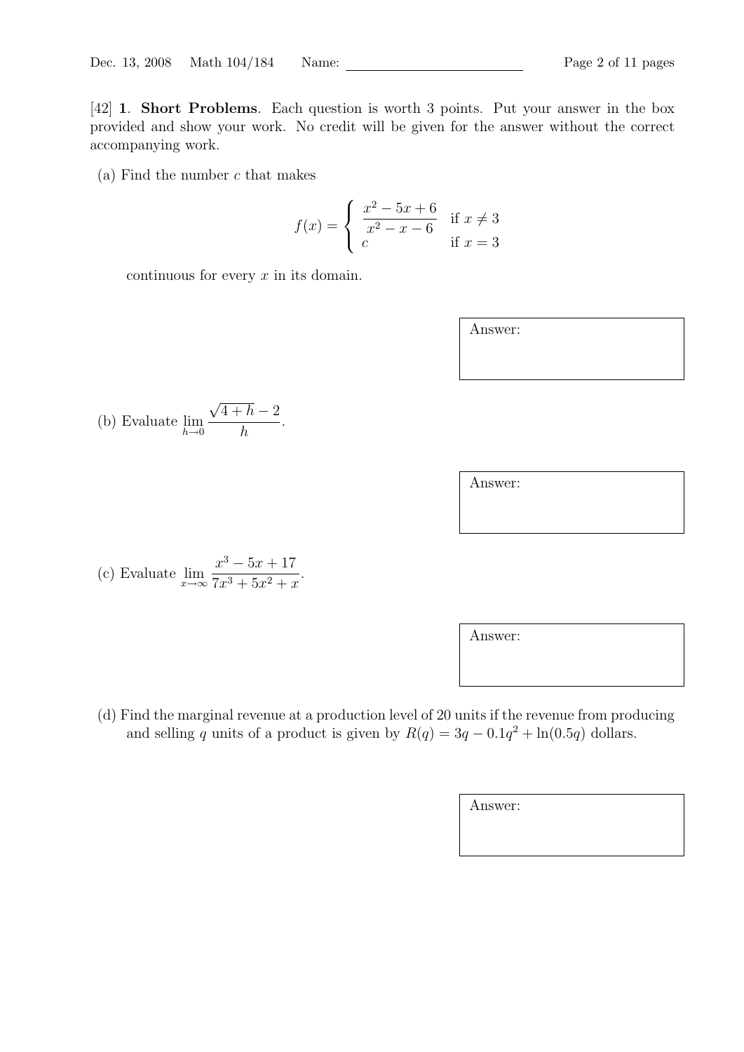[42] **1**. **Short Problems**. Each question is worth 3 points. Put your answer in the box provided and show your work. No credit will be given for the answer without the correct accompanying work.

(a) Find the number $c$ that makes

$$f(x) = \begin{cases} \dfrac{x^2 - 5x + 6}{x^2 - x - 6} & \text{if } x \neq 3 \\ c & \text{if } x = 3 \end{cases}$$

continuous for every $x$ in its domain.

Answer:

(b) Evaluate $\displaystyle\lim_{h \to 0} \frac{\sqrt{4+h} - 2}{h}$.

Answer:

(c) Evaluate $\displaystyle\lim_{x \to \infty} \frac{x^3 - 5x + 17}{7x^3 + 5x^2 + x}$.

Answer:

(d) Find the marginal revenue at a production level of 20 units if the revenue from producing and selling $q$ units of a product is given by $R(q) = 3q - 0.1q^2 + \ln(0.5q)$ dollars.

Answer: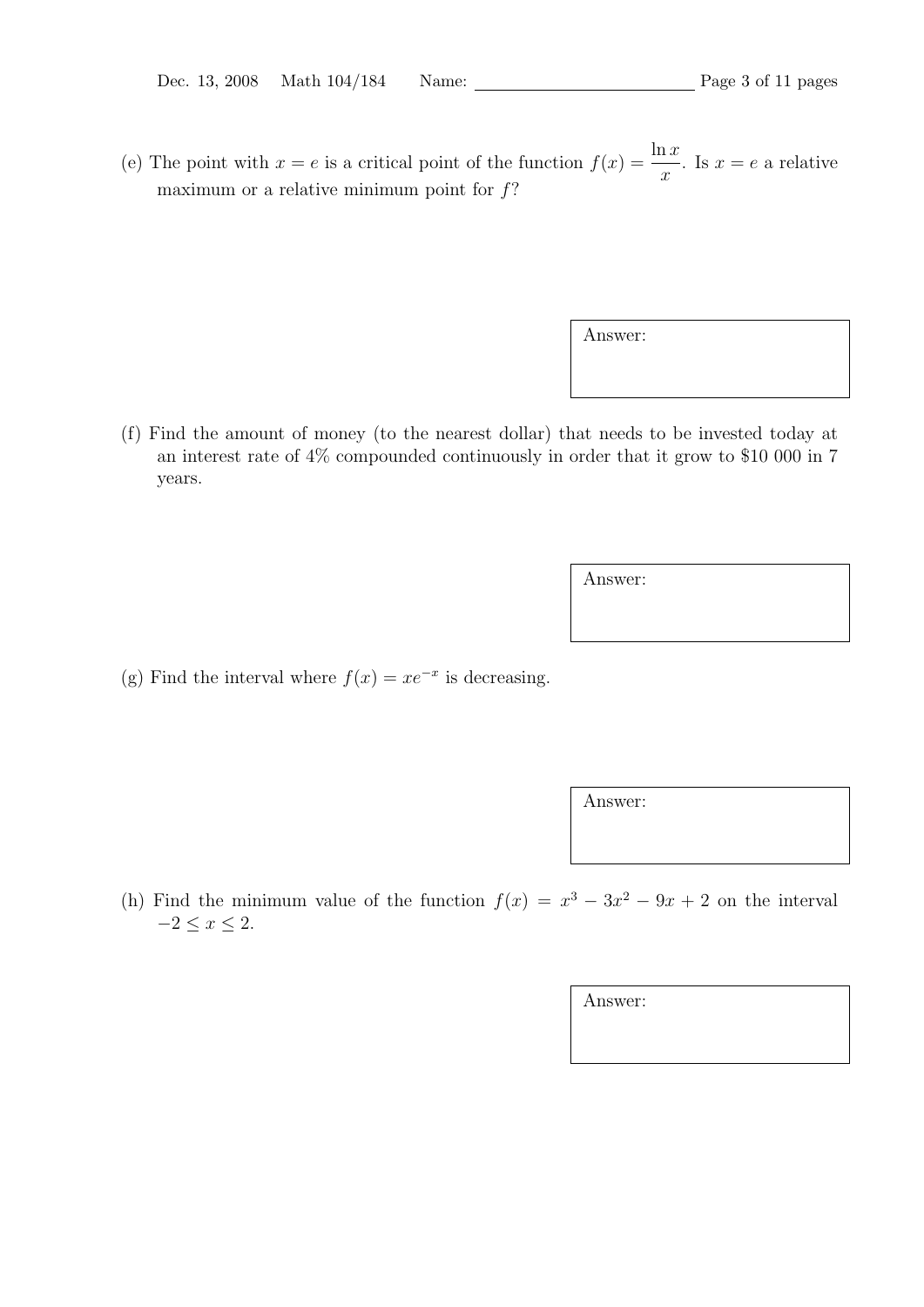(e) The point with $x = e$ is a critical point of the function $f(x) = \dfrac{\ln x}{x}$. Is $x = e$ a relative maximum or a relative minimum point for $f$?

Answer:

(f) Find the amount of money (to the nearest dollar) that needs to be invested today at an interest rate of 4% compounded continuously in order that it grow to $10 000 in 7 years.

Answer:

(g) Find the interval where $f(x) = xe^{-x}$ is decreasing.

Answer:

(h) Find the minimum value of the function $f(x) = x^3 - 3x^2 - 9x + 2$ on the interval $-2 \le x \le 2$.

Answer: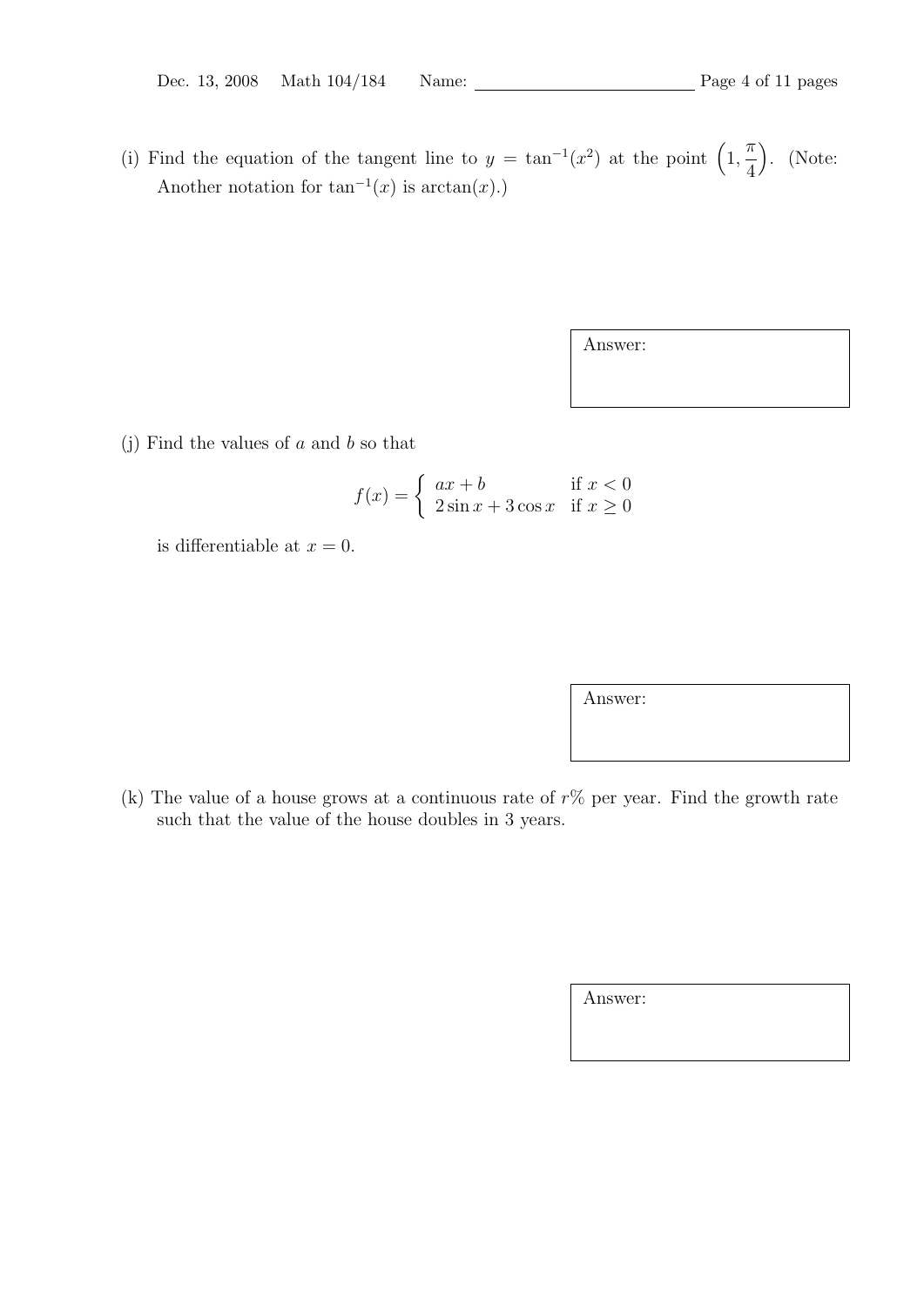(i) Find the equation of the tangent line to $y = \tan^{-1}(x^2)$ at the point $\left(1, \frac{\pi}{4}\right)$. (Note: Another notation for $\tan^{-1}(x)$ is $\arctan(x)$.)

Answer:

(j) Find the values of $a$ and $b$ so that

$$f(x) = \begin{cases} ax + b & \text{if } x < 0 \\ 2\sin x + 3\cos x & \text{if } x \geq 0 \end{cases}$$

is differentiable at $x = 0$.

Answer:

(k) The value of a house grows at a continuous rate of $r\%$ per year. Find the growth rate such that the value of the house doubles in 3 years.

Answer: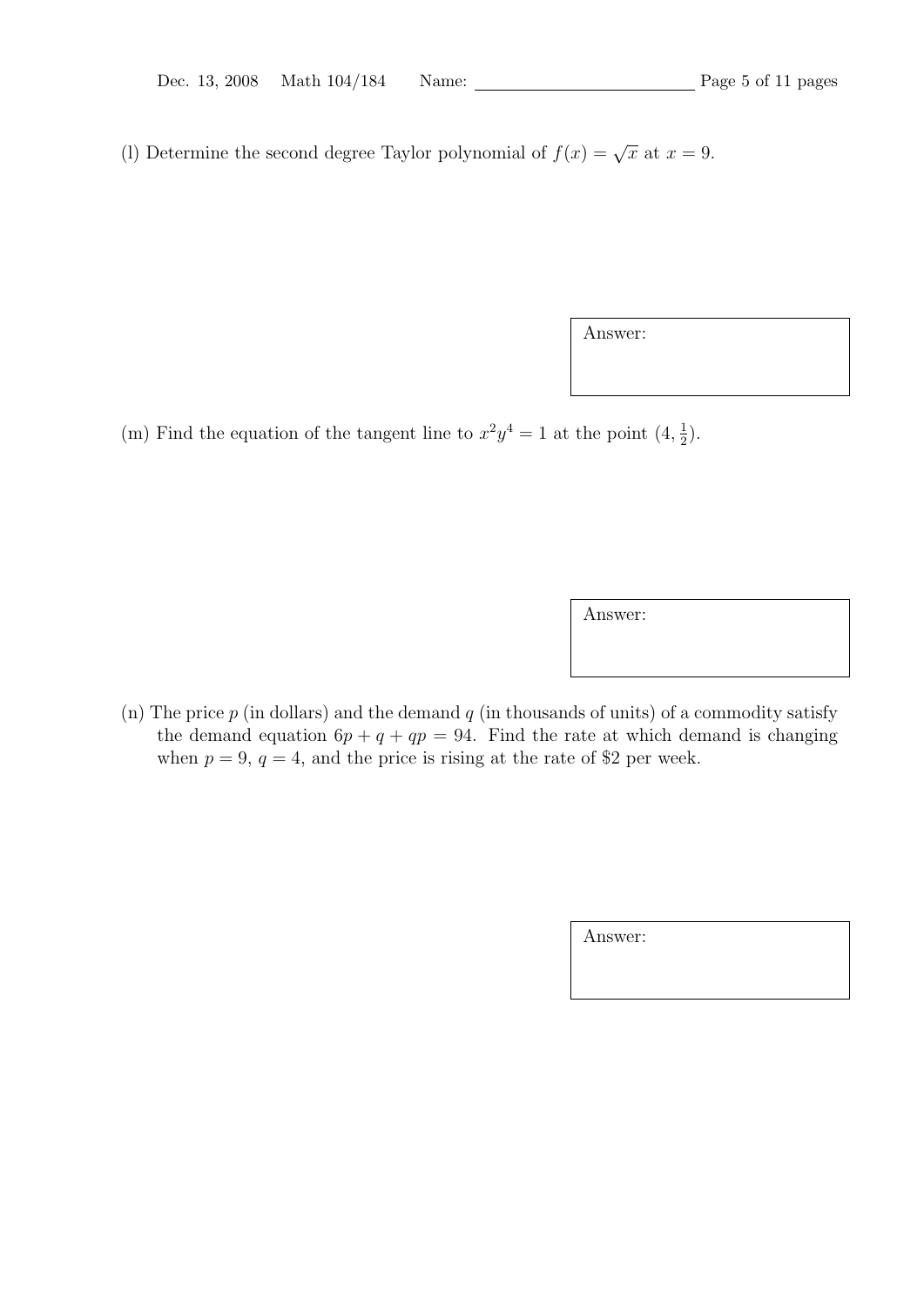(l) Determine the second degree Taylor polynomial of $f(x) = \sqrt{x}$ at $x = 9$.

Answer:

(m) Find the equation of the tangent line to $x^2y^4 = 1$ at the point $(4, \frac{1}{2})$.

Answer:

(n) The price $p$ (in dollars) and the demand $q$ (in thousands of units) of a commodity satisfy the demand equation $6p + q + qp = 94$. Find the rate at which demand is changing when $p = 9$, $q = 4$, and the price is rising at the rate of \$2 per week.

Answer: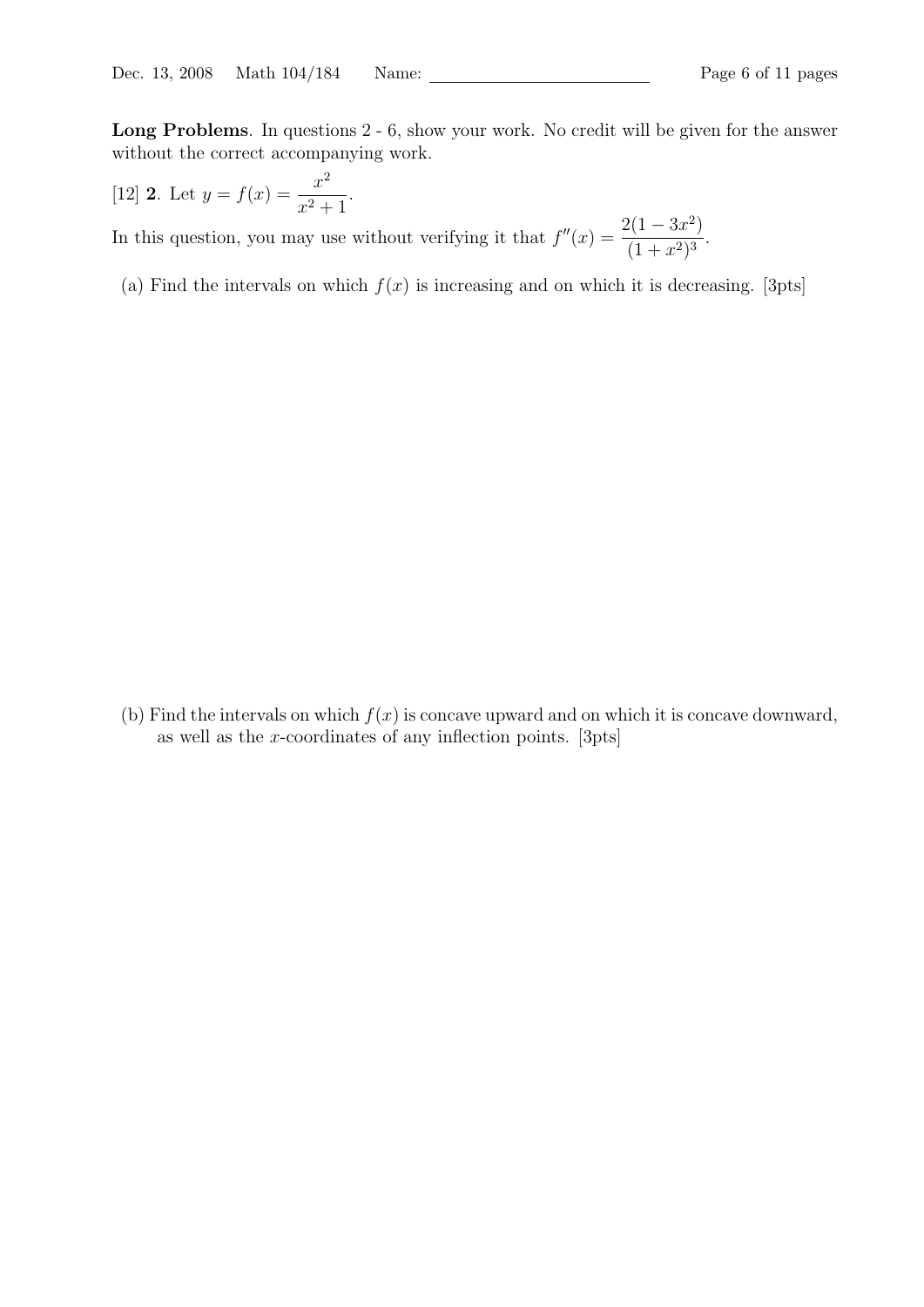**Long Problems**. In questions 2 - 6, show your work. No credit will be given for the answer without the correct accompanying work.

[12] **2**. Let $y = f(x) = \dfrac{x^2}{x^2+1}$.

In this question, you may use without verifying it that $f''(x) = \dfrac{2(1-3x^2)}{(1+x^2)^3}$.

(a) Find the intervals on which $f(x)$ is increasing and on which it is decreasing. [3pts]

(b) Find the intervals on which $f(x)$ is concave upward and on which it is concave downward, as well as the $x$-coordinates of any inflection points. [3pts]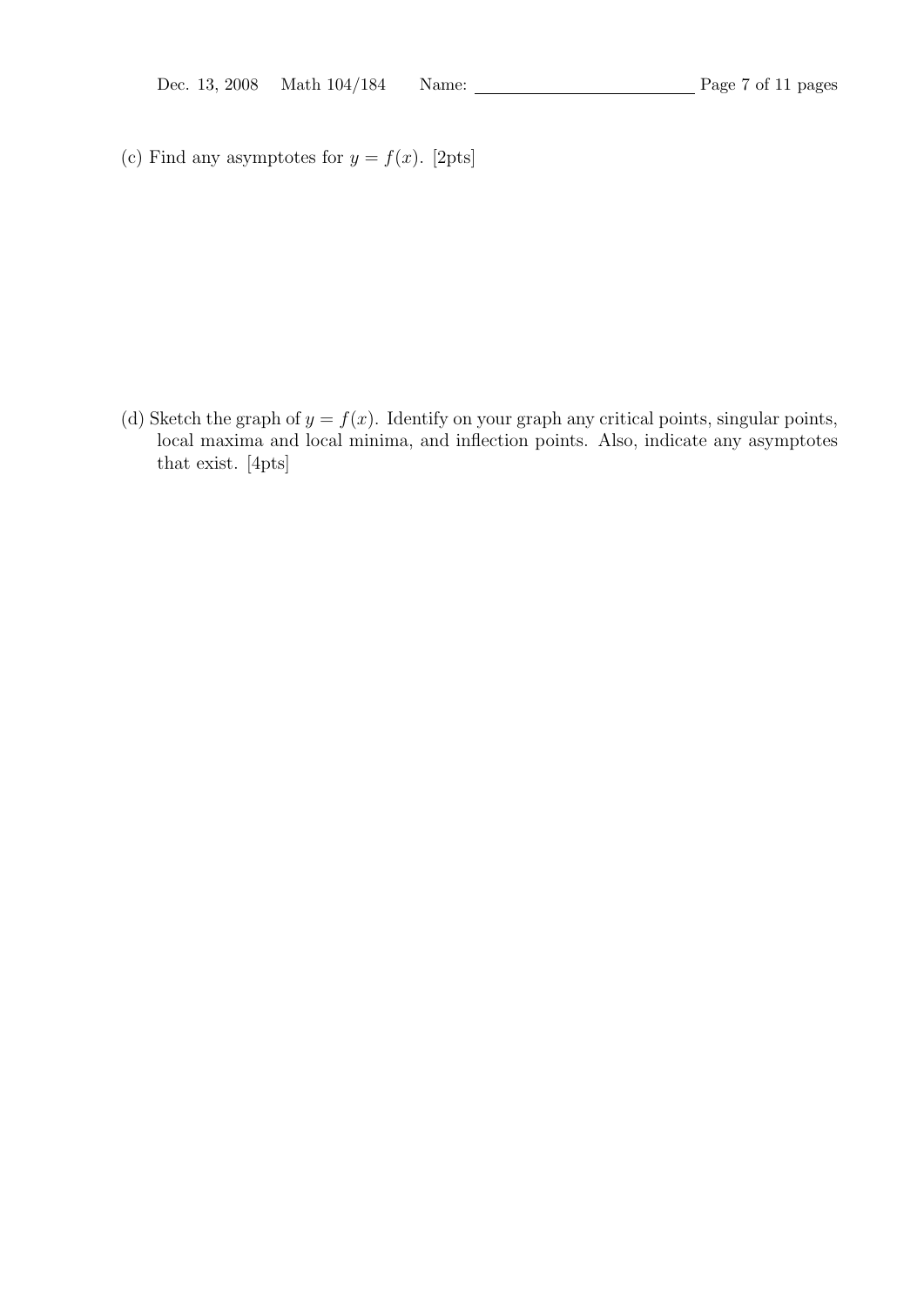(c) Find any asymptotes for $y = f(x)$. [2pts]

(d) Sketch the graph of $y = f(x)$. Identify on your graph any critical points, singular points, local maxima and local minima, and inflection points. Also, indicate any asymptotes that exist. [4pts]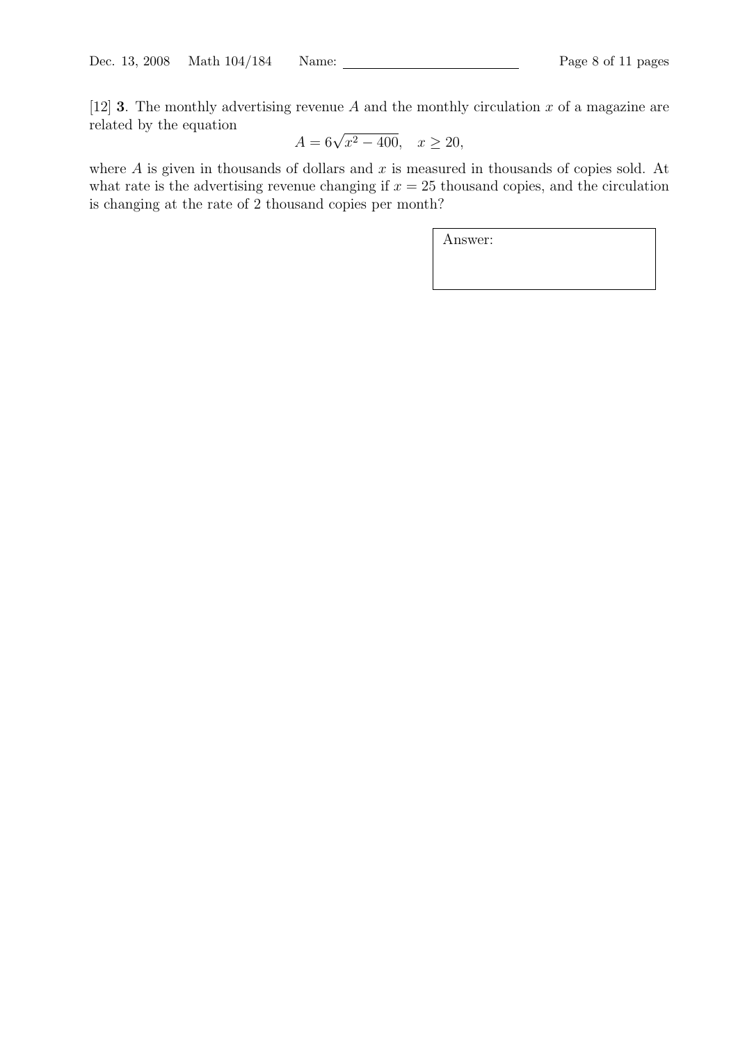[12] **3**. The monthly advertising revenue $A$ and the monthly circulation $x$ of a magazine are related by the equation

$$A = 6\sqrt{x^2 - 400}, \quad x \geq 20,$$

where $A$ is given in thousands of dollars and $x$ is measured in thousands of copies sold. At what rate is the advertising revenue changing if $x = 25$ thousand copies, and the circulation is changing at the rate of 2 thousand copies per month?

Answer: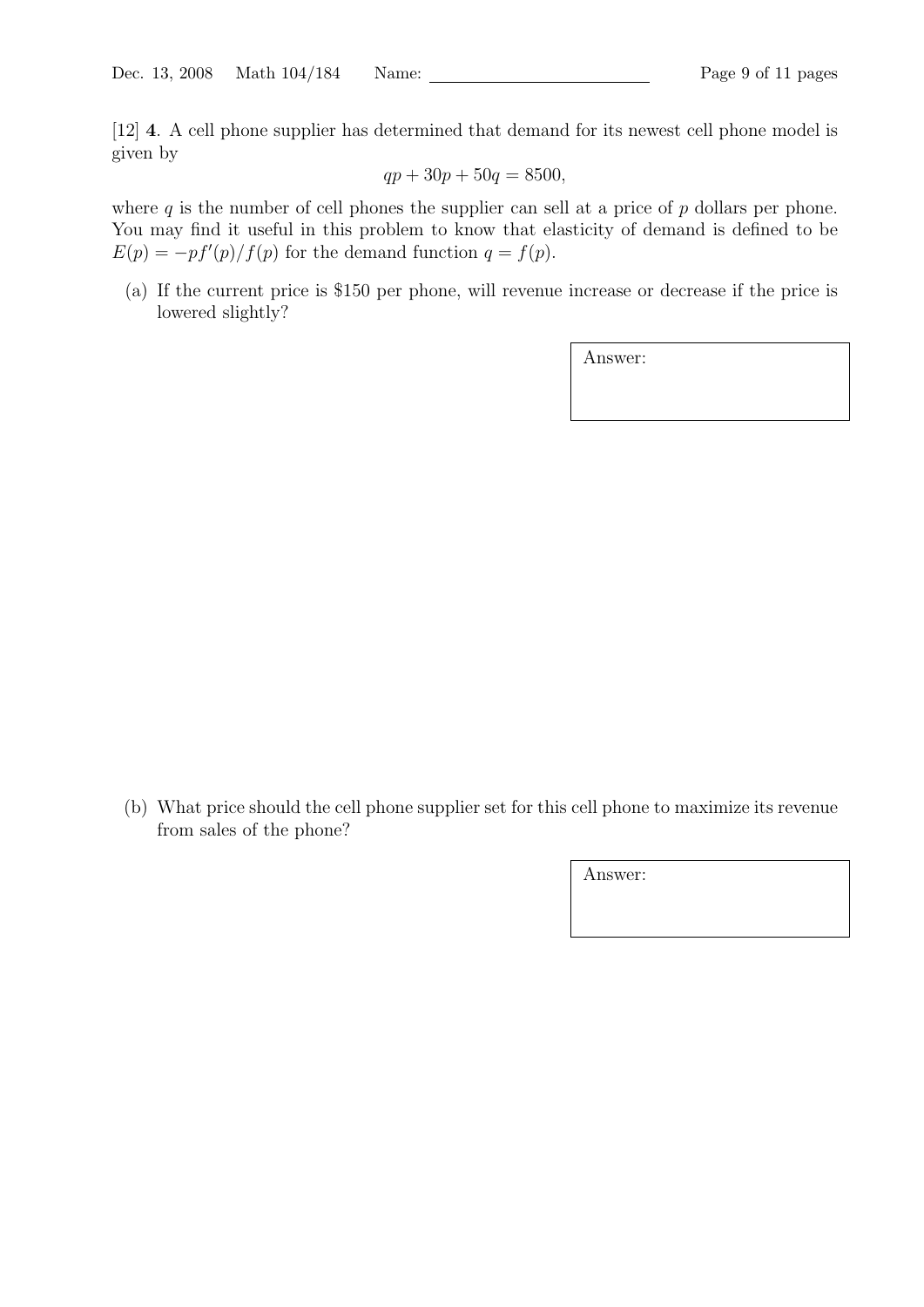[12] **4**. A cell phone supplier has determined that demand for its newest cell phone model is given by

$$qp + 30p + 50q = 8500,$$

where $q$ is the number of cell phones the supplier can sell at a price of $p$ dollars per phone. You may find it useful in this problem to know that elasticity of demand is defined to be $E(p) = -pf'(p)/f(p)$ for the demand function $q = f(p)$.

(a) If the current price is \$150 per phone, will revenue increase or decrease if the price is lowered slightly?

Answer:

(b) What price should the cell phone supplier set for this cell phone to maximize its revenue from sales of the phone?

Answer: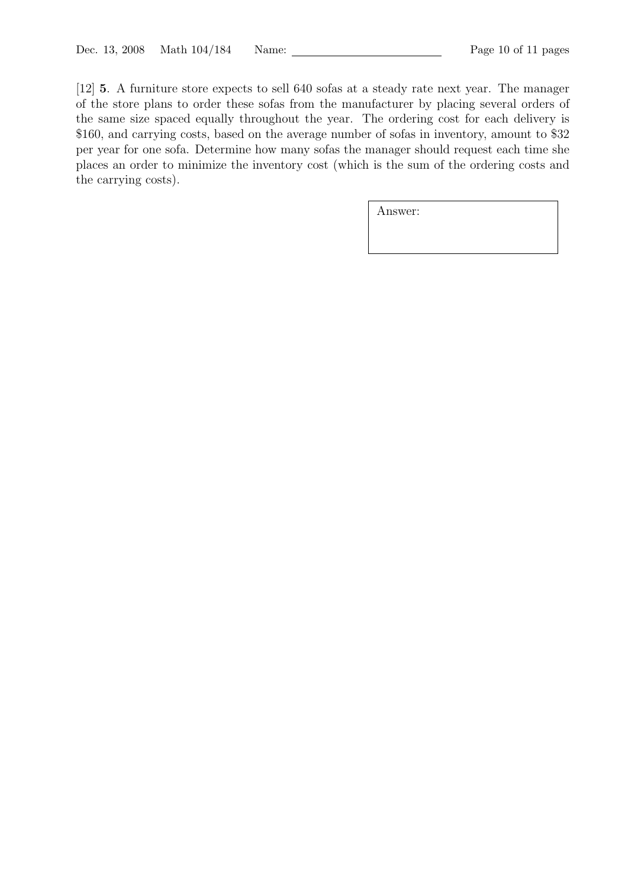[12] **5**. A furniture store expects to sell 640 sofas at a steady rate next year. The manager of the store plans to order these sofas from the manufacturer by placing several orders of the same size spaced equally throughout the year. The ordering cost for each delivery is $160, and carrying costs, based on the average number of sofas in inventory, amount to $32 per year for one sofa. Determine how many sofas the manager should request each time she places an order to minimize the inventory cost (which is the sum of the ordering costs and the carrying costs).

| Answer: |
|---|
| |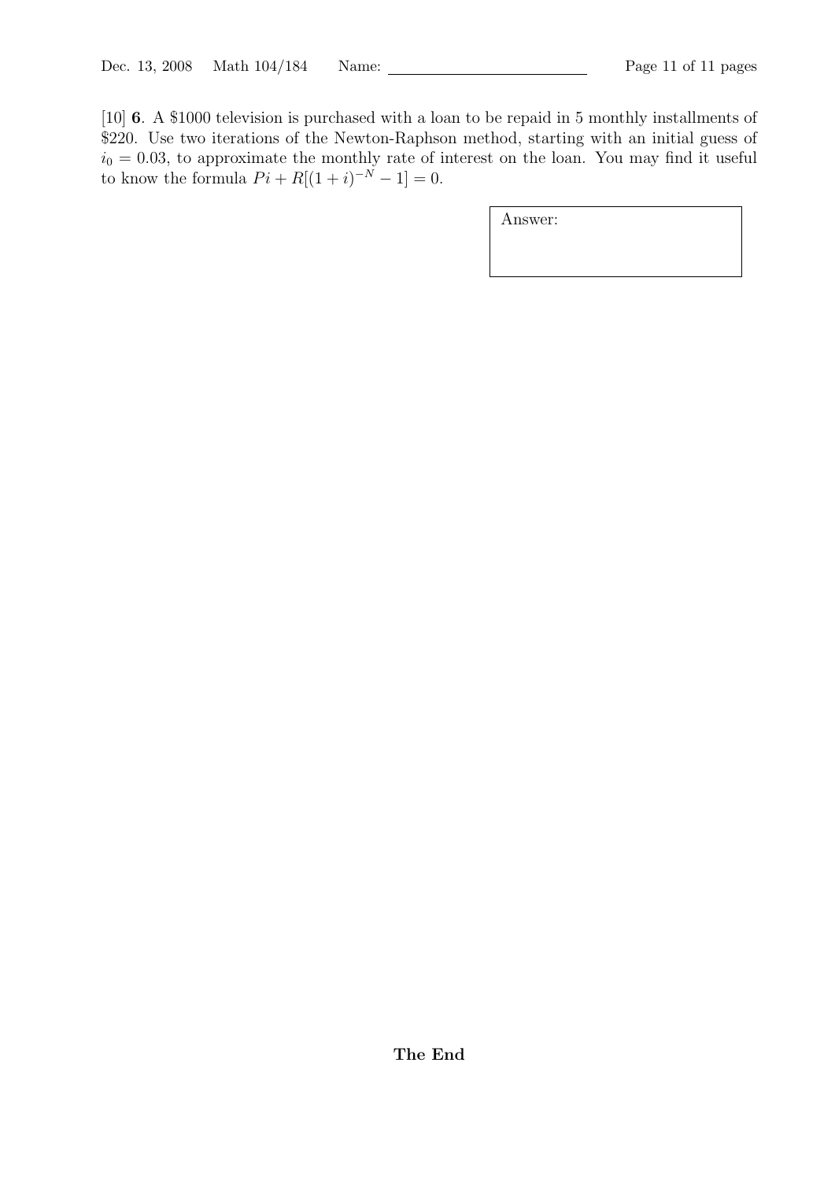[10] **6**. A \$1000 television is purchased with a loan to be repaid in 5 monthly installments of \$220. Use two iterations of the Newton-Raphson method, starting with an initial guess of $i_0 = 0.03$, to approximate the monthly rate of interest on the loan. You may find it useful to know the formula $Pi + R[(1+i)^{-N} - 1] = 0$.

Answer:

**The End**